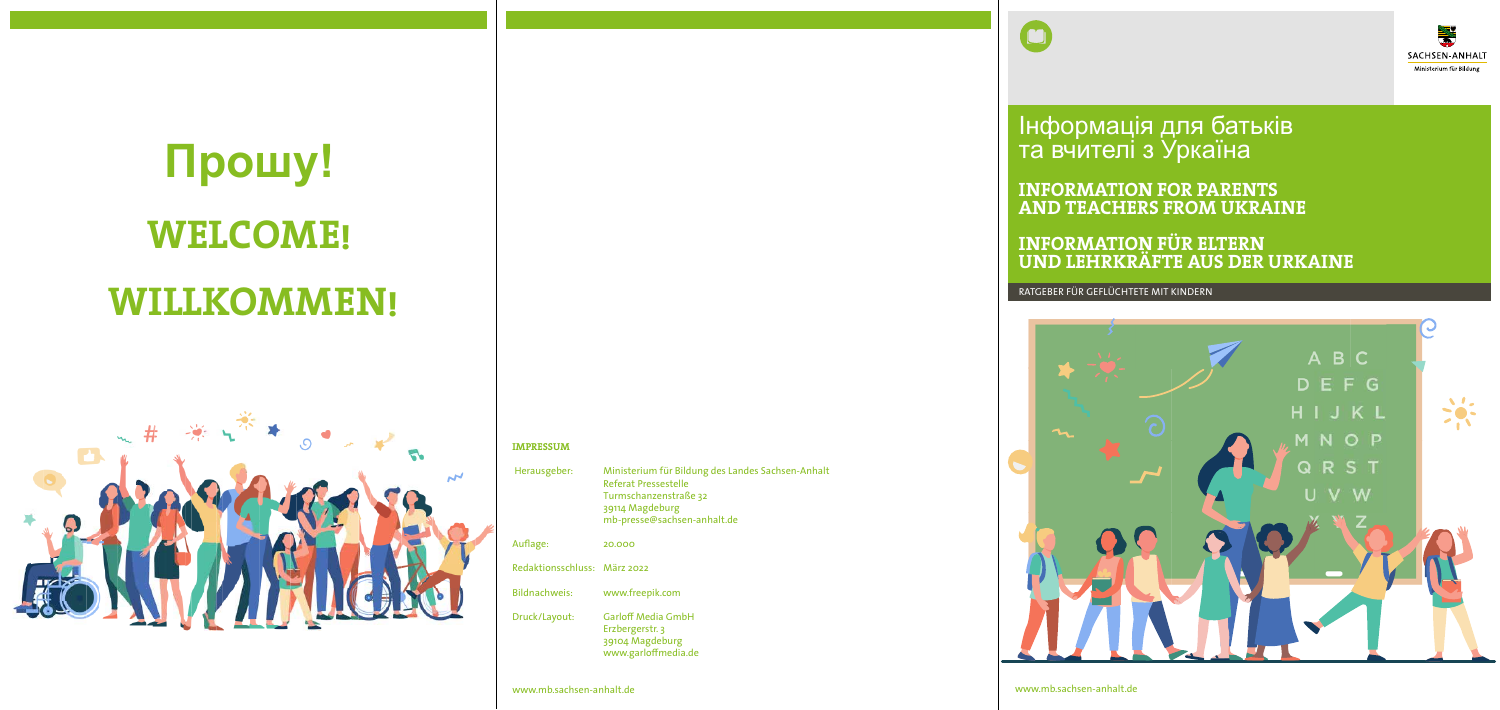# Прошу!

# WELCOME!

# WILLKOMMEN!

**IMPRESSUM**

| | |
|---|---|
| Herausgeber: | Ministerium für Bildung des Landes Sachsen-Anhalt<br>Referat Pressestelle<br>Turmschanzenstraße 32<br>39114 Magdeburg<br>mb-presse@sachsen-anhalt.de |
| Auflage: | 20.000 |
| Redaktionsschluss: | März 2022 |
| Bildnachweis: | www.freepik.com |
| Druck/Layout: | Garloff Media GmbH<br>Erzbergerstr. 3<br>39104 Magdeburg<br>www.garloffmedia.de |

www.mb.sachsen-anhalt.de

SACHSEN-ANHALT
Ministerium für Bildung

# Інформація для батьків та вчителі з Уркаїна

## INFORMATION FOR PARENTS AND TEACHERS FROM UKRAINE

## INFORMATION FÜR ELTERN UND LEHRKRÄFTE AUS DER URKAINE

RATGEBER FÜR GEFLÜCHTETE MIT KINDERN

www.mb.sachsen-anhalt.de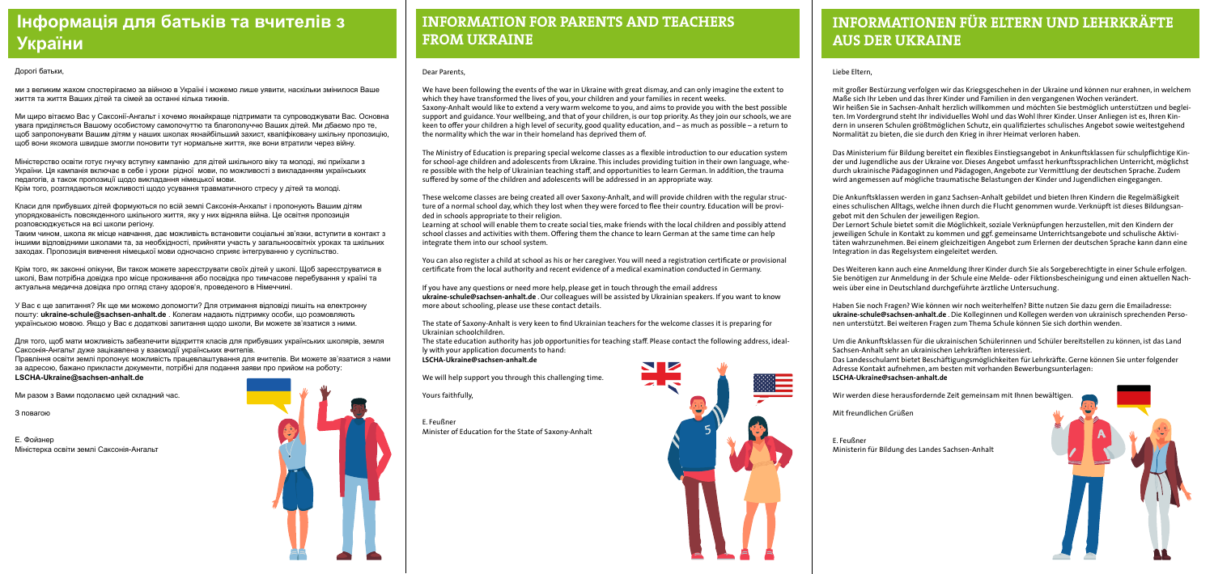# Інформація для батьків та вчителів з України

Дорогі батьки,

ми з великим жахом спостерігаємо за війною в Україні і можемо лише уявити, наскільки змінилося Ваше життя та життя Ваших дітей та сімей за останні кілька тижнів.

Ми щиро вітаємо Вас у Саксонії-Ангальт і хочемо якнайкраще підтримати та супроводжувати Вас. Основна увага приділяється Вашому особистому самопочуттю та благополуччю Ваших дітей. Ми дбаємо про те, щоб запропонувати Вашим дітям у наших школах якнайбільший захист, кваліфіковану шкільну пропозицію, щоб вони якомога швидше змогли поновити тут нормальне життя, яке вони втратили через війну.

Міністерство освіти готує гнучку вступну кампанію для дітей шкільного віку та молоді, які приїхали з України. Ця кампанія включає в себе і уроки рідної мови, по можливості з викладанням українських педагогів, а також пропозиції щодо викладання німецької мови.
Крім того, розглядаються можливості щодо усування травматичного стресу у дітей та молоді.

Класи для прибувших дітей формуються по всій землі Саксонія-Анхальт і пропонують Вашим дітям упорядкованість повсякденного шкільного життя, яку у них відняла війна. Це освітня пропозиція розповсюджується на всі школи регіону.
Таким чином, школа як місце навчання, дає можливість встановити соціальні зв'язки, вступити в контакт з іншими відповідними школами та, за необхідності, прийняти участь у загальноосвітніх уроках та шкільних заходах. Пропозиція вивчення німецької мови одночасно сприяє інтегруванню у суспільство.

Крім того, як законні опікуни, Ви також можете зареєструвати своїх дітей у школі. Щоб зареєструватися в школі, Вам потрібна довідка про місце проживання або посвідка про тимчасове перебування у країні та актуальна медична довідка про огляд стану здоров'я, проведеного в Німеччині.

У Вас є ще запитання? Як ще ми можемо допомогти? Для отримання відповіді пишіть на електронну пошту: **ukraine-schule@sachsen-anhalt.de** . Колегам надають підтримку особи, що розмовляють українською мовою. Якщо у Вас є додаткові запитання щодо школи, Ви можете зв'язатися з ними.

Для того, щоб мати можливість забезпечити відкриття класів для прибувших українських школярів, земля Саксонія-Ангальт дуже зацікавлена у взаємодії українських вчителів.
Правління освіти землі пропонує можливість працевлаштування для вчителів. Ви можете зв'язатися з нами за адресою, бажано прикласти документи, потрібні для подання заяви про прийом на роботу:
**LSCHA-Ukraine@sachsen-anhalt.de**

Ми разом з Вами подолаємо цей складний час.

З повагою

Е. Фойзнер
Міністерка освіти землі Саксонія-Ангальт

# INFORMATION FOR PARENTS AND TEACHERS FROM UKRAINE

Dear Parents,

We have been following the events of the war in Ukraine with great dismay, and can only imagine the extent to which they have transformed the lives of you, your children and your families in recent weeks.
Saxony-Anhalt would like to extend a very warm welcome to you, and aims to provide you with the best possible support and guidance. Your wellbeing, and that of your children, is our top priority. As they join our schools, we are keen to offer your children a high level of security, good quality education, and – as much as possible – a return to the normality which the war in their homeland has deprived them of.

The Ministry of Education is preparing special welcome classes as a flexible introduction to our education system for school-age children and adolescents from Ukraine. This includes providing tuition in their own language, where possible with the help of Ukrainian teaching staff, and opportunities to learn German. In addition, the trauma suffered by some of the children and adolescents will be addressed in an appropriate way.

These welcome classes are being created all over Saxony-Anhalt, and will provide children with the regular structure of a normal school day, which they lost when they were forced to flee their country. Education will be provided in schools appropriate to their religion.
Learning at school will enable them to create social ties, make friends with the local children and possibly attend school classes and activities with them. Offering them the chance to learn German at the same time can help integrate them into our school system.

You can also register a child at school as his or her caregiver. You will need a registration certificate or provisional certificate from the local authority and recent evidence of a medical examination conducted in Germany.

If you have any questions or need more help, please get in touch through the email address **ukraine-schule@sachsen-anhalt.de** . Our colleagues will be assisted by Ukrainian speakers. If you want to know more about schooling, please use these contact details.

The state of Saxony-Anhalt is very keen to find Ukrainian teachers for the welcome classes it is preparing for Ukrainian schoolchildren.
The state education authority has job opportunities for teaching staff. Please contact the following address, ideally with your application documents to hand:
**LSCHA-Ukraine@sachsen-anhalt.de**

We will help support you through this challenging time.

Yours faithfully,

E. Feußner
Minister of Education for the State of Saxony-Anhalt

# INFORMATIONEN FÜR ELTERN UND LEHRKRÄFTE AUS DER UKRAINE

Liebe Eltern,

mit großer Bestürzung verfolgen wir das Kriegsgeschehen in der Ukraine und können nur erahnen, in welchem Maße sich Ihr Leben und das Ihrer Kinder und Familien in den vergangenen Wochen verändert.
Wir heißen Sie in Sachsen-Anhalt herzlich willkommen und möchten Sie bestmöglich unterstützen und begleiten. Im Vordergrund steht Ihr individuelles Wohl und das Wohl Ihrer Kinder. Unser Anliegen ist es, Ihren Kindern in unseren Schulen größtmöglichen Schutz, ein qualifiziertes schulisches Angebot sowie weitestgehend Normalität zu bieten, die sie durch den Krieg in ihrer Heimat verloren haben.

Das Ministerium für Bildung bereitet ein flexibles Einstiegsangebot in Ankunftsklassen für schulpflichtige Kinder und Jugendliche aus der Ukraine vor. Dieses Angebot umfasst herkunftssprachlichen Unterricht, möglichst durch ukrainische Pädagoginnen und Pädagogen, Angebote zur Vermittlung der deutschen Sprache. Zudem wird angemessen auf mögliche traumatische Belastungen der Kinder und Jugendlichen eingegangen.

Die Ankunftsklassen werden in ganz Sachsen-Anhalt gebildet und bieten Ihren Kindern die Regelmäßigkeit eines schulischen Alltags, welche ihnen durch die Flucht genommen wurde. Verknüpft ist dieses Bildungsangebot mit den Schulen der jeweiligen Region.
Der Lernort Schule bietet somit die Möglichkeit, soziale Verknüpfungen herzustellen, mit den Kindern der jeweiligen Schule in Kontakt zu kommen und ggf. gemeinsame Unterrichtsangebote und schulische Aktivitäten wahrzunehmen. Bei einem gleichzeitigen Angebot zum Erlernen der deutschen Sprache kann dann eine Integration in das Regelsystem eingeleitet werden.

Des Weiteren kann auch eine Anmeldung Ihrer Kinder durch Sie als Sorgeberechtigte in einer Schule erfolgen. Sie benötigen zur Anmeldung in der Schule eine Melde- oder Fiktionsbescheinigung und einen aktuellen Nachweis über eine in Deutschland durchgeführte ärztliche Untersuchung.

Haben Sie noch Fragen? Wie können wir noch weiterhelfen? Bitte nutzen Sie dazu gern die Emailadresse: **ukraine-schule@sachsen-anhalt.de** . Die Kolleginnen und Kollegen werden von ukrainisch sprechenden Personen unterstützt. Bei weiteren Fragen zum Thema Schule können Sie sich dorthin wenden.

Um die Ankunftsklassen für die ukrainischen Schülerinnen und Schüler bereitstellen zu können, ist das Land Sachsen-Anhalt sehr an ukrainischen Lehrkräften interessiert.
Das Landesschulamt bietet Beschäftigungsmöglichkeiten für Lehrkräfte. Gerne können Sie unter folgender Adresse Kontakt aufnehmen, am besten mit vorhanden Bewerbungsunterlagen:
**LSCHA-Ukraine@sachsen-anhalt.de**

Wir werden diese herausfordernde Zeit gemeinsam mit Ihnen bewältigen.

Mit freundlichen Grüßen

E. Feußner
Ministerin für Bildung des Landes Sachsen-Anhalt